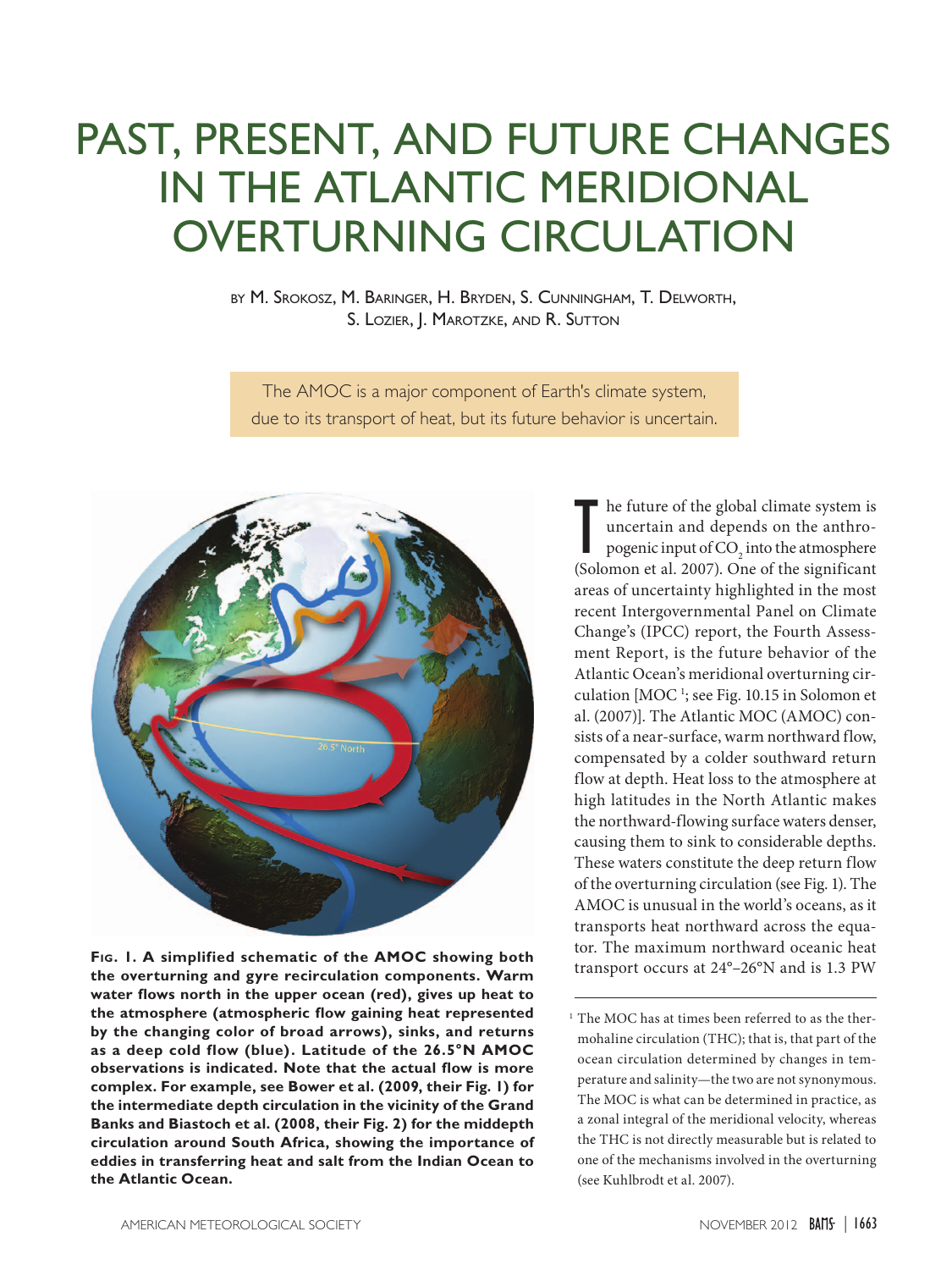# PAST, PRESENT, AND FUTURE CHANGES IN THE ATLANTIC MERIDIONAL OVERTURNING CIRCULATION

BY M. SROKOSZ, M. BARINGER, H. BRYDEN, S. CUNNINGHAM, T. DELWORTH, S. LOZIER, J. MAROTZKE, AND R. SUTTON

The AMOC is a major component of Earth's climate system, due to its transport of heat, but its future behavior is uncertain.

**FIG. 1. A simplified schematic of the AMOC showing both the overturning and gyre recirculation components. Warm water flows north in the upper ocean (red), gives up heat to the atmosphere (atmospheric flow gaining heat represented by the changing color of broad arrows), sinks, and returns as a deep cold flow (blue). Latitude of the 26.5°N AMOC observations is indicated. Note that the actual flow is more complex. For example, see Bower et al. (2009, their Fig. 1) for the intermediate depth circulation in the vicinity of the Grand Banks and Biastoch et al. (2008, their Fig. 2) for the middepth circulation around South Africa, showing the importance of eddies in transferring heat and salt from the Indian Ocean to the Atlantic Ocean.**

The future of the global climate system is uncertain and depends on the anthropogenic input of $CO_2$ into the atmosphere (Solomon et al. 2007). One of the significant areas of uncertainty highlighted in the most recent Intergovernmental Panel on Climate Change's (IPCC) report, the Fourth Assessment Report, is the future behavior of the Atlantic Ocean's meridional overturning circulation [MOC [1]; see Fig. 10.15 in Solomon et al. (2007)]. The Atlantic MOC (AMOC) consists of a near-surface, warm northward flow, compensated by a colder southward return flow at depth. Heat loss to the atmosphere at high latitudes in the North Atlantic makes the northward-flowing surface waters denser, causing them to sink to considerable depths. These waters constitute the deep return flow of the overturning circulation (see Fig. 1). The AMOC is unusual in the world's oceans, as it transports heat northward across the equator. The maximum northward oceanic heat transport occurs at 24°–26°N and is 1.3 PW

[1] The MOC has at times been referred to as the thermohaline circulation (THC); that is, that part of the ocean circulation determined by changes in temperature and salinity—the two are not synonymous. The MOC is what can be determined in practice, as a zonal integral of the meridional velocity, whereas the THC is not directly measurable but is related to one of the mechanisms involved in the overturning (see Kuhlbrodt et al. 2007).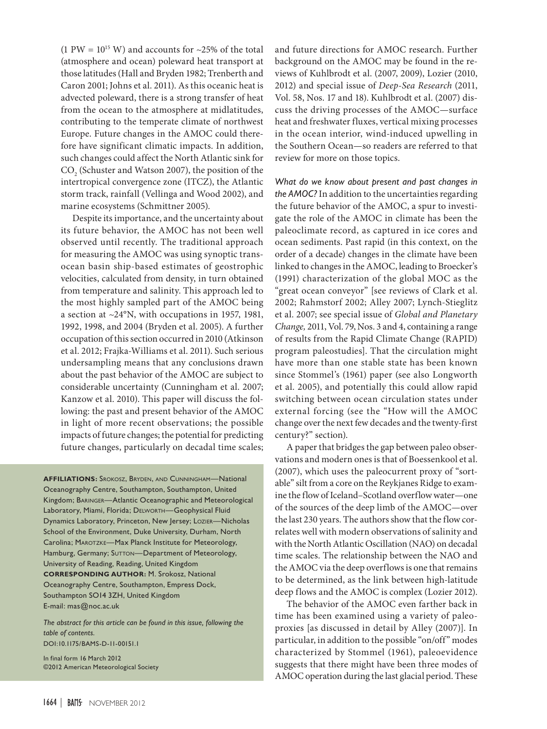(1 PW = $10^{15}$ W) and accounts for ~25% of the total (atmosphere and ocean) poleward heat transport at those latitudes (Hall and Bryden 1982; Trenberth and Caron 2001; Johns et al. 2011). As this oceanic heat is advected poleward, there is a strong transfer of heat from the ocean to the atmosphere at midlatitudes, contributing to the temperate climate of northwest Europe. Future changes in the AMOC could therefore have significant climatic impacts. In addition, such changes could affect the North Atlantic sink for $CO_2$ (Schuster and Watson 2007), the position of the intertropical convergence zone (ITCZ), the Atlantic storm track, rainfall (Vellinga and Wood 2002), and marine ecosystems (Schmittner 2005).

Despite its importance, and the uncertainty about its future behavior, the AMOC has not been well observed until recently. The traditional approach for measuring the AMOC was using synoptic trans-ocean basin ship-based estimates of geostrophic velocities, calculated from density, in turn obtained from temperature and salinity. This approach led to the most highly sampled part of the AMOC being a section at ~24°N, with occupations in 1957, 1981, 1992, 1998, and 2004 (Bryden et al. 2005). A further occupation of this section occurred in 2010 (Atkinson et al. 2012; Frajka-Williams et al. 2011). Such serious undersampling means that any conclusions drawn about the past behavior of the AMOC are subject to considerable uncertainty (Cunningham et al. 2007; Kanzow et al. 2010). This paper will discuss the following: the past and present behavior of the AMOC in light of more recent observations; the possible impacts of future changes; the potential for predicting future changes, particularly on decadal time scales; and future directions for AMOC research. Further background on the AMOC may be found in the reviews of Kuhlbrodt et al. (2007, 2009), Lozier (2010, 2012) and special issue of *Deep-Sea Research* (2011, Vol. 58, Nos. 17 and 18). Kuhlbrodt et al. (2007) discuss the driving processes of the AMOC—surface heat and freshwater fluxes, vertical mixing processes in the ocean interior, wind-induced upwelling in the Southern Ocean—so readers are referred to that review for more on those topics.

**AFFILIATIONS:** Srokosz, Bryden, and Cunningham—National Oceanography Centre, Southampton, Southampton, United Kingdom; Baringer—Atlantic Oceanographic and Meteorological Laboratory, Miami, Florida; Delworth—Geophysical Fluid Dynamics Laboratory, Princeton, New Jersey; Lozier—Nicholas School of the Environment, Duke University, Durham, North Carolina; Marotzke—Max Planck Institute for Meteorology, Hamburg, Germany; Sutton—Department of Meteorology, University of Reading, Reading, United Kingdom
**CORRESPONDING AUTHOR:** M. Srokosz, National Oceanography Centre, Southampton, Empress Dock, Southampton SO14 3ZH, United Kingdom
E-mail: mas@noc.ac.uk

*The abstract for this article can be found in this issue, following the table of contents.*
DOI:10.1175/BAMS-D-11-00151.1

In final form 16 March 2012
©2012 American Meteorological Society

*What do we know about present and past changes in the AMOC?* In addition to the uncertainties regarding the future behavior of the AMOC, a spur to investigate the role of the AMOC in climate has been the paleoclimate record, as captured in ice cores and ocean sediments. Past rapid (in this context, on the order of a decade) changes in the climate have been linked to changes in the AMOC, leading to Broecker's (1991) characterization of the global MOC as the "great ocean conveyor" [see reviews of Clark et al. 2002; Rahmstorf 2002; Alley 2007; Lynch-Stieglitz et al. 2007; see special issue of *Global and Planetary Change,* 2011, Vol. 79, Nos. 3 and 4, containing a range of results from the Rapid Climate Change (RAPID) program paleostudies]. That the circulation might have more than one stable state has been known since Stommel's (1961) paper (see also Longworth et al. 2005), and potentially this could allow rapid switching between ocean circulation states under external forcing (see the "How will the AMOC change over the next few decades and the twenty-first century?" section).

A paper that bridges the gap between paleo observations and modern ones is that of Boessenkool et al. (2007), which uses the paleocurrent proxy of "sortable" silt from a core on the Reykjanes Ridge to examine the flow of Iceland–Scotland overflow water—one of the sources of the deep limb of the AMOC—over the last 230 years. The authors show that the flow correlates well with modern observations of salinity and with the North Atlantic Oscillation (NAO) on decadal time scales. The relationship between the NAO and the AMOC via the deep overflows is one that remains to be determined, as the link between high-latitude deep flows and the AMOC is complex (Lozier 2012).

The behavior of the AMOC even farther back in time has been examined using a variety of paleoproxies [as discussed in detail by Alley (2007)]. In particular, in addition to the possible "on/off" modes characterized by Stommel (1961), paleoevidence suggests that there might have been three modes of AMOC operation during the last glacial period. These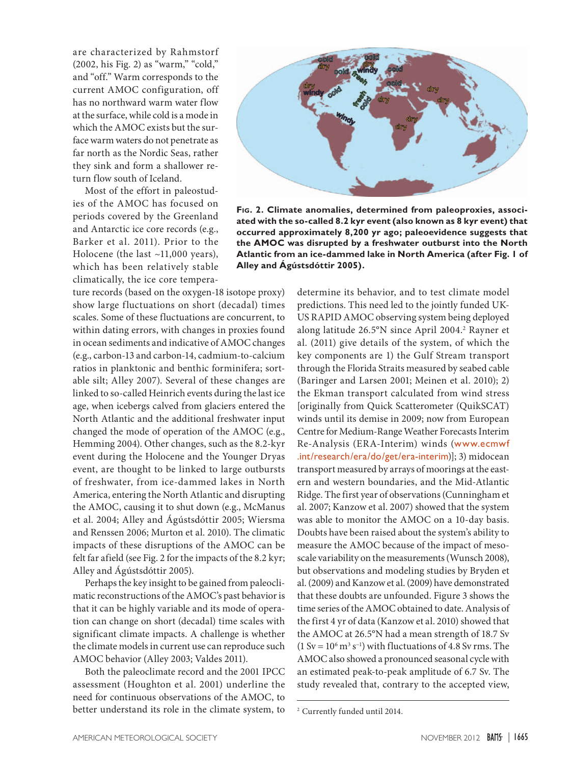are characterized by Rahmstorf (2002, his Fig. 2) as "warm," "cold," and "off." Warm corresponds to the current AMOC configuration, off has no northward warm water flow at the surface, while cold is a mode in which the AMOC exists but the surface warm waters do not penetrate as far north as the Nordic Seas, rather they sink and form a shallower return flow south of Iceland.

Most of the effort in paleostudies of the AMOC has focused on periods covered by the Greenland and Antarctic ice core records (e.g., Barker et al. 2011). Prior to the Holocene (the last ~11,000 years), which has been relatively stable climatically, the ice core temperature records (based on the oxygen-18 isotope proxy) show large fluctuations on short (decadal) times scales. Some of these fluctuations are concurrent, to within dating errors, with changes in proxies found in ocean sediments and indicative of AMOC changes (e.g., carbon-13 and carbon-14, cadmium-to-calcium ratios in planktonic and benthic forminifera; sortable silt; Alley 2007). Several of these changes are linked to so-called Heinrich events during the last ice age, when icebergs calved from glaciers entered the North Atlantic and the additional freshwater input changed the mode of operation of the AMOC (e.g., Hemming 2004). Other changes, such as the 8.2-kyr event during the Holocene and the Younger Dryas event, are thought to be linked to large outbursts of freshwater, from ice-dammed lakes in North America, entering the North Atlantic and disrupting the AMOC, causing it to shut down (e.g., McManus et al. 2004; Alley and Ágústsdóttir 2005; Wiersma and Renssen 2006; Murton et al. 2010). The climatic impacts of these disruptions of the AMOC can be felt far afield (see Fig. 2 for the impacts of the 8.2 kyr; Alley and Ágústsdóttir 2005).

**Fig. 2. Climate anomalies, determined from paleoproxies, associated with the so-called 8.2 kyr event (also known as 8 kyr event) that occurred approximately 8,200 yr ago; paleoevidence suggests that the AMOC was disrupted by a freshwater outburst into the North Atlantic from an ice-dammed lake in North America (after Fig. 1 of Alley and Ágústsdóttir 2005).**

Perhaps the key insight to be gained from paleoclimatic reconstructions of the AMOC's past behavior is that it can be highly variable and its mode of operation can change on short (decadal) time scales with significant climate impacts. A challenge is whether the climate models in current use can reproduce such AMOC behavior (Alley 2003; Valdes 2011).

Both the paleoclimate record and the 2001 IPCC assessment (Houghton et al. 2001) underline the need for continuous observations of the AMOC, to better understand its role in the climate system, to determine its behavior, and to test climate model predictions. This need led to the jointly funded UK-US RAPID AMOC observing system being deployed along latitude 26.5°N since April 2004.[2] Rayner et al. (2011) give details of the system, of which the key components are 1) the Gulf Stream transport through the Florida Straits measured by seabed cable (Baringer and Larsen 2001; Meinen et al. 2010); 2) the Ekman transport calculated from wind stress [originally from Quick Scatterometer (QuikSCAT) winds until its demise in 2009; now from European Centre for Medium-Range Weather Forecasts Interim Re-Analysis (ERA-Interim) winds (www.ecmwf.int/research/era/do/get/era-interim)]; 3) midocean transport measured by arrays of moorings at the eastern and western boundaries, and the Mid-Atlantic Ridge. The first year of observations (Cunningham et al. 2007; Kanzow et al. 2007) showed that the system was able to monitor the AMOC on a 10-day basis. Doubts have been raised about the system's ability to measure the AMOC because of the impact of mesoscale variability on the measurements (Wunsch 2008), but observations and modeling studies by Bryden et al. (2009) and Kanzow et al. (2009) have demonstrated that these doubts are unfounded. Figure 3 shows the time series of the AMOC obtained to date. Analysis of the first 4 yr of data (Kanzow et al. 2010) showed that the AMOC at 26.5°N had a mean strength of 18.7 Sv (1 Sv = $10^6$ m$^3$ s$^{-1}$) with fluctuations of 4.8 Sv rms. The AMOC also showed a pronounced seasonal cycle with an estimated peak-to-peak amplitude of 6.7 Sv. The study revealed that, contrary to the accepted view,

[2] Currently funded until 2014.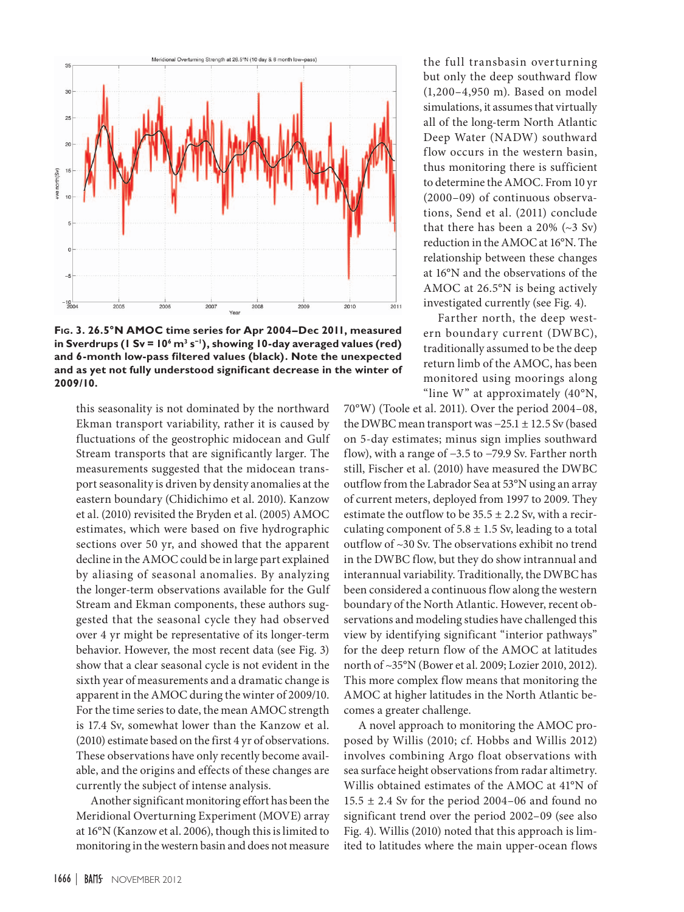**Fig. 3. 26.5°N AMOC time series for Apr 2004–Dec 2011, measured in Sverdrups (1 Sv = $10^6$ m$^3$ s$^{-1}$), showing 10-day averaged values (red) and 6-month low-pass filtered values (black). Note the unexpected and as yet not fully understood significant decrease in the winter of 2009/10.**

this seasonality is not dominated by the northward Ekman transport variability, rather it is caused by fluctuations of the geostrophic midocean and Gulf Stream transports that are significantly larger. The measurements suggested that the midocean transport seasonality is driven by density anomalies at the eastern boundary (Chidichimo et al. 2010). Kanzow et al. (2010) revisited the Bryden et al. (2005) AMOC estimates, which were based on five hydrographic sections over 50 yr, and showed that the apparent decline in the AMOC could be in large part explained by aliasing of seasonal anomalies. By analyzing the longer-term observations available for the Gulf Stream and Ekman components, these authors suggested that the seasonal cycle they had observed over 4 yr might be representative of its longer-term behavior. However, the most recent data (see Fig. 3) show that a clear seasonal cycle is not evident in the sixth year of measurements and a dramatic change is apparent in the AMOC during the winter of 2009/10. For the time series to date, the mean AMOC strength is 17.4 Sv, somewhat lower than the Kanzow et al. (2010) estimate based on the first 4 yr of observations. These observations have only recently become available, and the origins and effects of these changes are currently the subject of intense analysis.

Another significant monitoring effort has been the Meridional Overturning Experiment (MOVE) array at 16°N (Kanzow et al. 2006), though this is limited to monitoring in the western basin and does not measure the full transbasin overturning but only the deep southward flow (1,200–4,950 m). Based on model simulations, it assumes that virtually all of the long-term North Atlantic Deep Water (NADW) southward flow occurs in the western basin, thus monitoring there is sufficient to determine the AMOC. From 10 yr (2000–09) of continuous observations, Send et al. (2011) conclude that there has been a 20% (~3 Sv) reduction in the AMOC at 16°N. The relationship between these changes at 16°N and the observations of the AMOC at 26.5°N is being actively investigated currently (see Fig. 4).

Farther north, the deep western boundary current (DWBC), traditionally assumed to be the deep return limb of the AMOC, has been monitored using moorings along "line W" at approximately (40°N, 70°W) (Toole et al. 2011). Over the period 2004–08, the DWBC mean transport was –25.1 ± 12.5 Sv (based on 5-day estimates; minus sign implies southward flow), with a range of –3.5 to –79.9 Sv. Farther north still, Fischer et al. (2010) have measured the DWBC outflow from the Labrador Sea at 53°N using an array of current meters, deployed from 1997 to 2009. They estimate the outflow to be 35.5 ± 2.2 Sv, with a recirculating component of 5.8 ± 1.5 Sv, leading to a total outflow of ~30 Sv. The observations exhibit no trend in the DWBC flow, but they do show intrannual and interannual variability. Traditionally, the DWBC has been considered a continuous flow along the western boundary of the North Atlantic. However, recent observations and modeling studies have challenged this view by identifying significant "interior pathways" for the deep return flow of the AMOC at latitudes north of ~35°N (Bower et al. 2009; Lozier 2010, 2012). This more complex flow means that monitoring the AMOC at higher latitudes in the North Atlantic becomes a greater challenge.

A novel approach to monitoring the AMOC proposed by Willis (2010; cf. Hobbs and Willis 2012) involves combining Argo float observations with sea surface height observations from radar altimetry. Willis obtained estimates of the AMOC at 41°N of 15.5 ± 2.4 Sv for the period 2004–06 and found no significant trend over the period 2002–09 (see also Fig. 4). Willis (2010) noted that this approach is limited to latitudes where the main upper-ocean flows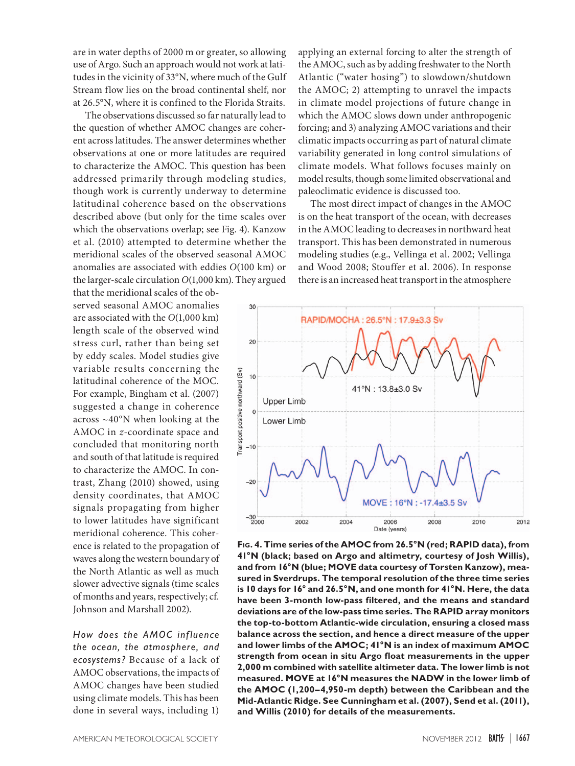are in water depths of 2000 m or greater, so allowing use of Argo. Such an approach would not work at latitudes in the vicinity of 33°N, where much of the Gulf Stream flow lies on the broad continental shelf, nor at 26.5°N, where it is confined to the Florida Straits.

The observations discussed so far naturally lead to the question of whether AMOC changes are coherent across latitudes. The answer determines whether observations at one or more latitudes are required to characterize the AMOC. This question has been addressed primarily through modeling studies, though work is currently underway to determine latitudinal coherence based on the observations described above (but only for the time scales over which the observations overlap; see Fig. 4). Kanzow et al. (2010) attempted to determine whether the meridional scales of the observed seasonal AMOC anomalies are associated with eddies $O$(100 km) or the larger-scale circulation $O$(1,000 km). They argued that the meridional scales of the observed seasonal AMOC anomalies are associated with the $O$(1,000 km) length scale of the observed wind stress curl, rather than being set by eddy scales. Model studies give variable results concerning the latitudinal coherence of the MOC. For example, Bingham et al. (2007) suggested a change in coherence across ~40°N when looking at the AMOC in $z$-coordinate space and concluded that monitoring north and south of that latitude is required to characterize the AMOC. In contrast, Zhang (2010) showed, using density coordinates, that AMOC signals propagating from higher to lower latitudes have significant meridional coherence. This coherence is related to the propagation of waves along the western boundary of the North Atlantic as well as much slower advective signals (time scales of months and years, respectively; cf. Johnson and Marshall 2002).

*How does the AMOC influence the ocean, the atmosphere, and ecosystems?* Because of a lack of AMOC observations, the impacts of AMOC changes have been studied using climate models. This has been done in several ways, including 1) applying an external forcing to alter the strength of the AMOC, such as by adding freshwater to the North Atlantic ("water hosing") to slowdown/shutdown the AMOC; 2) attempting to unravel the impacts in climate model projections of future change in which the AMOC slows down under anthropogenic forcing; and 3) analyzing AMOC variations and their climatic impacts occurring as part of natural climate variability generated in long control simulations of climate models. What follows focuses mainly on model results, though some limited observational and paleoclimatic evidence is discussed too.

The most direct impact of changes in the AMOC is on the heat transport of the ocean, with decreases in the AMOC leading to decreases in northward heat transport. This has been demonstrated in numerous modeling studies (e.g., Vellinga et al. 2002; Vellinga and Wood 2008; Stouffer et al. 2006). In response there is an increased heat transport in the atmosphere

**Fig. 4. Time series of the AMOC from 26.5°N (red; RAPID data), from 41°N (black; based on Argo and altimetry, courtesy of Josh Willis), and from 16°N (blue; MOVE data courtesy of Torsten Kanzow), measured in Sverdrups. The temporal resolution of the three time series is 10 days for 16° and 26.5°N, and one month for 41°N. Here, the data have been 3-month low-pass filtered, and the means and standard deviations are of the low-pass time series. The RAPID array monitors the top-to-bottom Atlantic-wide circulation, ensuring a closed mass balance across the section, and hence a direct measure of the upper and lower limbs of the AMOC; 41°N is an index of maximum AMOC strength from ocean in situ Argo float measurements in the upper 2,000 m combined with satellite altimeter data. The lower limb is not measured. MOVE at 16°N measures the NADW in the lower limb of the AMOC (1,200–4,950-m depth) between the Caribbean and the Mid-Atlantic Ridge. See Cunningham et al. (2007), Send et al. (2011), and Willis (2010) for details of the measurements.**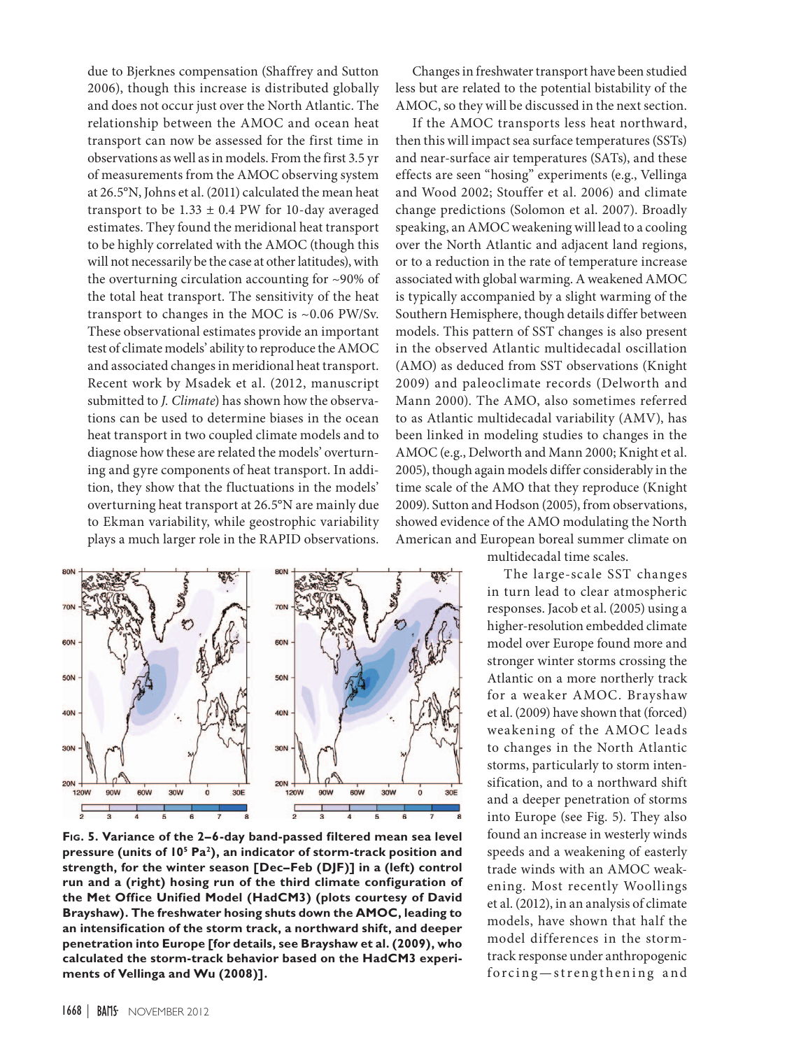due to Bjerknes compensation (Shaffrey and Sutton 2006), though this increase is distributed globally and does not occur just over the North Atlantic. The relationship between the AMOC and ocean heat transport can now be assessed for the first time in observations as well as in models. From the first 3.5 yr of measurements from the AMOC observing system at 26.5°N, Johns et al. (2011) calculated the mean heat transport to be 1.33 ± 0.4 PW for 10-day averaged estimates. They found the meridional heat transport to be highly correlated with the AMOC (though this will not necessarily be the case at other latitudes), with the overturning circulation accounting for ~90% of the total heat transport. The sensitivity of the heat transport to changes in the MOC is ~0.06 PW/Sv. These observational estimates provide an important test of climate models' ability to reproduce the AMOC and associated changes in meridional heat transport. Recent work by Msadek et al. (2012, manuscript submitted to *J. Climate*) has shown how the observations can be used to determine biases in the ocean heat transport in two coupled climate models and to diagnose how these are related the models' overturning and gyre components of heat transport. In addition, they show that the fluctuations in the models' overturning heat transport at 26.5°N are mainly due to Ekman variability, while geostrophic variability plays a much larger role in the RAPID observations.

Changes in freshwater transport have been studied less but are related to the potential bistability of the AMOC, so they will be discussed in the next section.

If the AMOC transports less heat northward, then this will impact sea surface temperatures (SSTs) and near-surface air temperatures (SATs), and these effects are seen "hosing" experiments (e.g., Vellinga and Wood 2002; Stouffer et al. 2006) and climate change predictions (Solomon et al. 2007). Broadly speaking, an AMOC weakening will lead to a cooling over the North Atlantic and adjacent land regions, or to a reduction in the rate of temperature increase associated with global warming. A weakened AMOC is typically accompanied by a slight warming of the Southern Hemisphere, though details differ between models. This pattern of SST changes is also present in the observed Atlantic multidecadal oscillation (AMO) as deduced from SST observations (Knight 2009) and paleoclimate records (Delworth and Mann 2000). The AMO, also sometimes referred to as Atlantic multidecadal variability (AMV), has been linked in modeling studies to changes in the AMOC (e.g., Delworth and Mann 2000; Knight et al. 2005), though again models differ considerably in the time scale of the AMO that they reproduce (Knight 2009). Sutton and Hodson (2005), from observations, showed evidence of the AMO modulating the North American and European boreal summer climate on multidecadal time scales.

**Fig. 5. Variance of the 2–6-day band-passed filtered mean sea level pressure (units of $10^5$ Pa$^2$), an indicator of storm-track position and strength, for the winter season [Dec–Feb (DJF)] in a (left) control run and a (right) hosing run of the third climate configuration of the Met Office Unified Model (HadCM3) (plots courtesy of David Brayshaw). The freshwater hosing shuts down the AMOC, leading to an intensification of the storm track, a northward shift, and deeper penetration into Europe [for details, see Brayshaw et al. (2009), who calculated the storm-track behavior based on the HadCM3 experiments of Vellinga and Wu (2008)].**

The large-scale SST changes in turn lead to clear atmospheric responses. Jacob et al. (2005) using a higher-resolution embedded climate model over Europe found more and stronger winter storms crossing the Atlantic on a more northerly track for a weaker AMOC. Brayshaw et al. (2009) have shown that (forced) weakening of the AMOC leads to changes in the North Atlantic storms, particularly to storm intensification, and to a northward shift and a deeper penetration of storms into Europe (see Fig. 5). They also found an increase in westerly winds speeds and a weakening of easterly trade winds with an AMOC weakening. Most recently Woollings et al. (2012), in an analysis of climate models, have shown that half the model differences in the storm-track response under anthropogenic forcing—strengthening and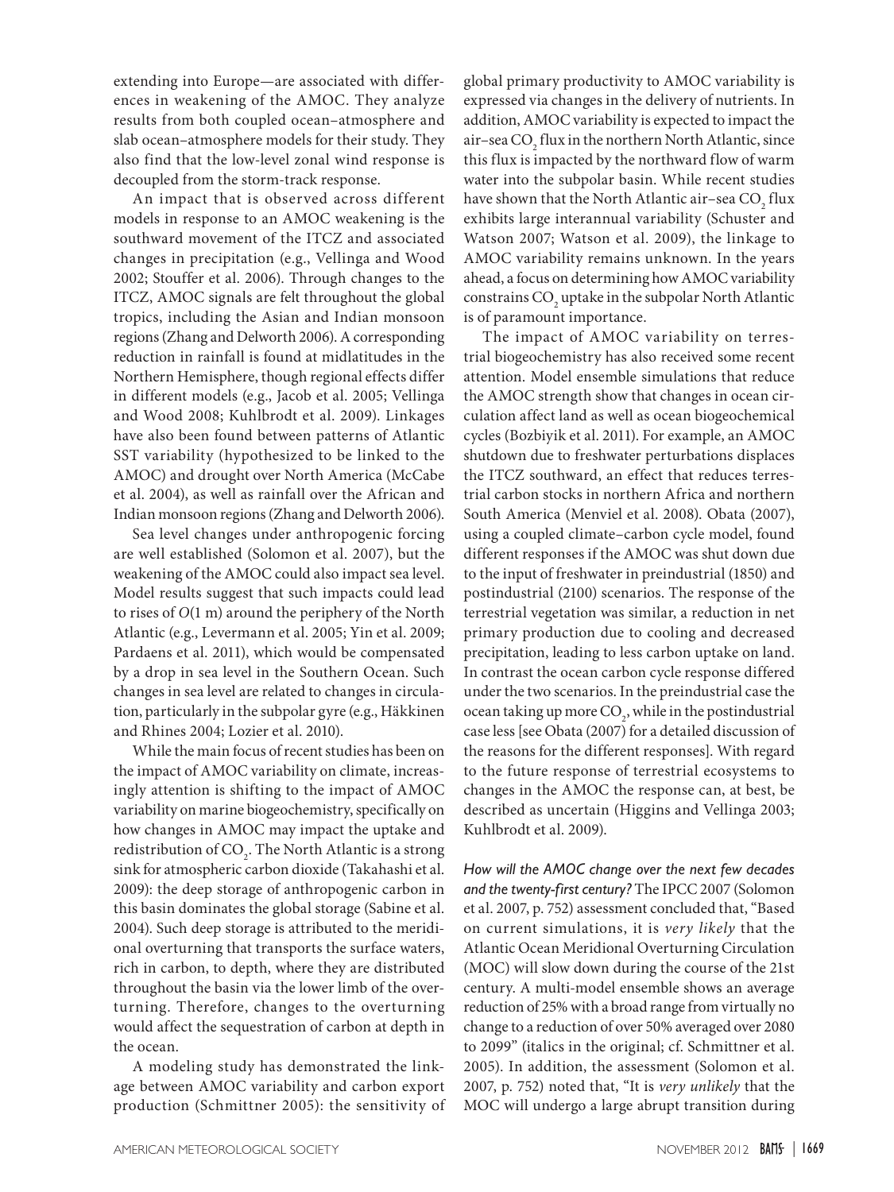extending into Europe—are associated with differences in weakening of the AMOC. They analyze results from both coupled ocean–atmosphere and slab ocean–atmosphere models for their study. They also find that the low-level zonal wind response is decoupled from the storm-track response.

An impact that is observed across different models in response to an AMOC weakening is the southward movement of the ITCZ and associated changes in precipitation (e.g., Vellinga and Wood 2002; Stouffer et al. 2006). Through changes to the ITCZ, AMOC signals are felt throughout the global tropics, including the Asian and Indian monsoon regions (Zhang and Delworth 2006). A corresponding reduction in rainfall is found at midlatitudes in the Northern Hemisphere, though regional effects differ in different models (e.g., Jacob et al. 2005; Vellinga and Wood 2008; Kuhlbrodt et al. 2009). Linkages have also been found between patterns of Atlantic SST variability (hypothesized to be linked to the AMOC) and drought over North America (McCabe et al. 2004), as well as rainfall over the African and Indian monsoon regions (Zhang and Delworth 2006).

Sea level changes under anthropogenic forcing are well established (Solomon et al. 2007), but the weakening of the AMOC could also impact sea level. Model results suggest that such impacts could lead to rises of $O$(1 m) around the periphery of the North Atlantic (e.g., Levermann et al. 2005; Yin et al. 2009; Pardaens et al. 2011), which would be compensated by a drop in sea level in the Southern Ocean. Such changes in sea level are related to changes in circulation, particularly in the subpolar gyre (e.g., Häkkinen and Rhines 2004; Lozier et al. 2010).

While the main focus of recent studies has been on the impact of AMOC variability on climate, increasingly attention is shifting to the impact of AMOC variability on marine biogeochemistry, specifically on how changes in AMOC may impact the uptake and redistribution of $CO_2$. The North Atlantic is a strong sink for atmospheric carbon dioxide (Takahashi et al. 2009): the deep storage of anthropogenic carbon in this basin dominates the global storage (Sabine et al. 2004). Such deep storage is attributed to the meridional overturning that transports the surface waters, rich in carbon, to depth, where they are distributed throughout the basin via the lower limb of the overturning. Therefore, changes to the overturning would affect the sequestration of carbon at depth in the ocean.

A modeling study has demonstrated the linkage between AMOC variability and carbon export production (Schmittner 2005): the sensitivity of global primary productivity to AMOC variability is expressed via changes in the delivery of nutrients. In addition, AMOC variability is expected to impact the air–sea $CO_2$ flux in the northern North Atlantic, since this flux is impacted by the northward flow of warm water into the subpolar basin. While recent studies have shown that the North Atlantic air–sea $CO_2$ flux exhibits large interannual variability (Schuster and Watson 2007; Watson et al. 2009), the linkage to AMOC variability remains unknown. In the years ahead, a focus on determining how AMOC variability constrains $CO_2$ uptake in the subpolar North Atlantic is of paramount importance.

The impact of AMOC variability on terrestrial biogeochemistry has also received some recent attention. Model ensemble simulations that reduce the AMOC strength show that changes in ocean circulation affect land as well as ocean biogeochemical cycles (Bozbiyik et al. 2011). For example, an AMOC shutdown due to freshwater perturbations displaces the ITCZ southward, an effect that reduces terrestrial carbon stocks in northern Africa and northern South America (Menviel et al. 2008). Obata (2007), using a coupled climate–carbon cycle model, found different responses if the AMOC was shut down due to the input of freshwater in preindustrial (1850) and postindustrial (2100) scenarios. The response of the terrestrial vegetation was similar, a reduction in net primary production due to cooling and decreased precipitation, leading to less carbon uptake on land. In contrast the ocean carbon cycle response differed under the two scenarios. In the preindustrial case the ocean taking up more $CO_2$, while in the postindustrial case less [see Obata (2007) for a detailed discussion of the reasons for the different responses]. With regard to the future response of terrestrial ecosystems to changes in the AMOC the response can, at best, be described as uncertain (Higgins and Vellinga 2003; Kuhlbrodt et al. 2009).

*How will the AMOC change over the next few decades and the twenty-first century?* The IPCC 2007 (Solomon et al. 2007, p. 752) assessment concluded that, "Based on current simulations, it is *very likely* that the Atlantic Ocean Meridional Overturning Circulation (MOC) will slow down during the course of the 21st century. A multi-model ensemble shows an average reduction of 25% with a broad range from virtually no change to a reduction of over 50% averaged over 2080 to 2099" (italics in the original; cf. Schmittner et al. 2005). In addition, the assessment (Solomon et al. 2007, p. 752) noted that, "It is *very unlikely* that the MOC will undergo a large abrupt transition during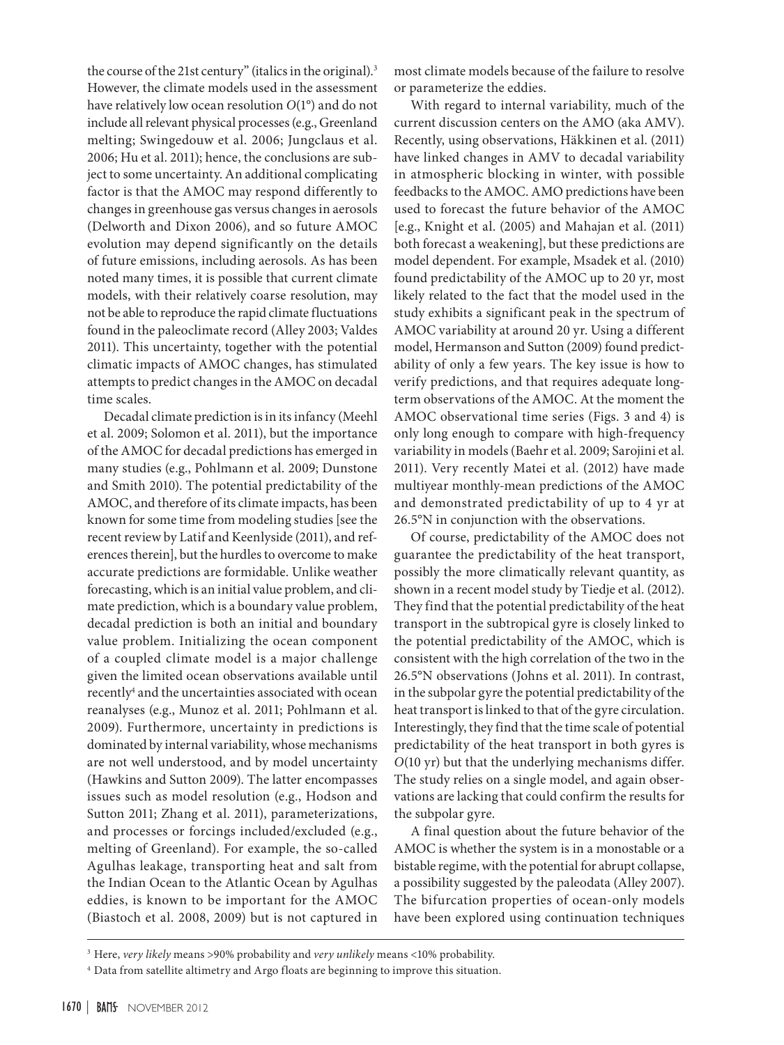the course of the 21st century" (italics in the original).[3] However, the climate models used in the assessment have relatively low ocean resolution $O(1°)$ and do not include all relevant physical processes (e.g., Greenland melting; Swingedouw et al. 2006; Jungclaus et al. 2006; Hu et al. 2011); hence, the conclusions are subject to some uncertainty. An additional complicating factor is that the AMOC may respond differently to changes in greenhouse gas versus changes in aerosols (Delworth and Dixon 2006), and so future AMOC evolution may depend significantly on the details of future emissions, including aerosols. As has been noted many times, it is possible that current climate models, with their relatively coarse resolution, may not be able to reproduce the rapid climate fluctuations found in the paleoclimate record (Alley 2003; Valdes 2011). This uncertainty, together with the potential climatic impacts of AMOC changes, has stimulated attempts to predict changes in the AMOC on decadal time scales.

Decadal climate prediction is in its infancy (Meehl et al. 2009; Solomon et al. 2011), but the importance of the AMOC for decadal predictions has emerged in many studies (e.g., Pohlmann et al. 2009; Dunstone and Smith 2010). The potential predictability of the AMOC, and therefore of its climate impacts, has been known for some time from modeling studies [see the recent review by Latif and Keenlyside (2011), and references therein], but the hurdles to overcome to make accurate predictions are formidable. Unlike weather forecasting, which is an initial value problem, and climate prediction, which is a boundary value problem, decadal prediction is both an initial and boundary value problem. Initializing the ocean component of a coupled climate model is a major challenge given the limited ocean observations available until recently[4] and the uncertainties associated with ocean reanalyses (e.g., Munoz et al. 2011; Pohlmann et al. 2009). Furthermore, uncertainty in predictions is dominated by internal variability, whose mechanisms are not well understood, and by model uncertainty (Hawkins and Sutton 2009). The latter encompasses issues such as model resolution (e.g., Hodson and Sutton 2011; Zhang et al. 2011), parameterizations, and processes or forcings included/excluded (e.g., melting of Greenland). For example, the so-called Agulhas leakage, transporting heat and salt from the Indian Ocean to the Atlantic Ocean by Agulhas eddies, is known to be important for the AMOC (Biastoch et al. 2008, 2009) but is not captured in most climate models because of the failure to resolve or parameterize the eddies.

With regard to internal variability, much of the current discussion centers on the AMO (aka AMV). Recently, using observations, Häkkinen et al. (2011) have linked changes in AMV to decadal variability in atmospheric blocking in winter, with possible feedbacks to the AMOC. AMO predictions have been used to forecast the future behavior of the AMOC [e.g., Knight et al. (2005) and Mahajan et al. (2011) both forecast a weakening], but these predictions are model dependent. For example, Msadek et al. (2010) found predictability of the AMOC up to 20 yr, most likely related to the fact that the model used in the study exhibits a significant peak in the spectrum of AMOC variability at around 20 yr. Using a different model, Hermanson and Sutton (2009) found predictability of only a few years. The key issue is how to verify predictions, and that requires adequate long-term observations of the AMOC. At the moment the AMOC observational time series (Figs. 3 and 4) is only long enough to compare with high-frequency variability in models (Baehr et al. 2009; Sarojini et al. 2011). Very recently Matei et al. (2012) have made multiyear monthly-mean predictions of the AMOC and demonstrated predictability of up to 4 yr at 26.5°N in conjunction with the observations.

Of course, predictability of the AMOC does not guarantee the predictability of the heat transport, possibly the more climatically relevant quantity, as shown in a recent model study by Tiedje et al. (2012). They find that the potential predictability of the heat transport in the subtropical gyre is closely linked to the potential predictability of the AMOC, which is consistent with the high correlation of the two in the 26.5°N observations (Johns et al. 2011). In contrast, in the subpolar gyre the potential predictability of the heat transport is linked to that of the gyre circulation. Interestingly, they find that the time scale of potential predictability of the heat transport in both gyres is $O(10\text{ yr})$ but that the underlying mechanisms differ. The study relies on a single model, and again observations are lacking that could confirm the results for the subpolar gyre.

A final question about the future behavior of the AMOC is whether the system is in a monostable or a bistable regime, with the potential for abrupt collapse, a possibility suggested by the paleodata (Alley 2007). The bifurcation properties of ocean-only models have been explored using continuation techniques

[3] Here, *very likely* means >90% probability and *very unlikely* means <10% probability.

[4] Data from satellite altimetry and Argo floats are beginning to improve this situation.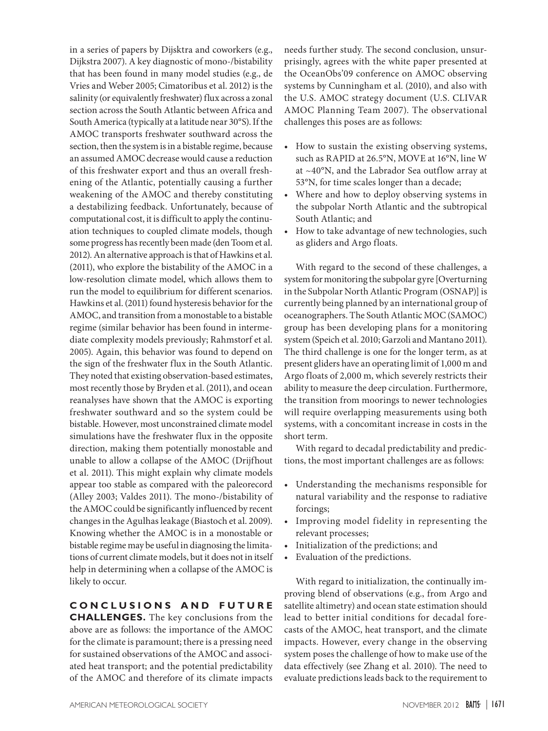in a series of papers by Dijsktra and coworkers (e.g., Dijkstra 2007). A key diagnostic of mono-/bistability that has been found in many model studies (e.g., de Vries and Weber 2005; Cimatoribus et al. 2012) is the salinity (or equivalently freshwater) flux across a zonal section across the South Atlantic between Africa and South America (typically at a latitude near 30°S). If the AMOC transports freshwater southward across the section, then the system is in a bistable regime, because an assumed AMOC decrease would cause a reduction of this freshwater export and thus an overall freshening of the Atlantic, potentially causing a further weakening of the AMOC and thereby constituting a destabilizing feedback. Unfortunately, because of computational cost, it is difficult to apply the continuation techniques to coupled climate models, though some progress has recently been made (den Toom et al. 2012). An alternative approach is that of Hawkins et al. (2011), who explore the bistability of the AMOC in a low-resolution climate model, which allows them to run the model to equilibrium for different scenarios. Hawkins et al. (2011) found hysteresis behavior for the AMOC, and transition from a monostable to a bistable regime (similar behavior has been found in intermediate complexity models previously; Rahmstorf et al. 2005). Again, this behavior was found to depend on the sign of the freshwater flux in the South Atlantic. They noted that existing observation-based estimates, most recently those by Bryden et al. (2011), and ocean reanalyses have shown that the AMOC is exporting freshwater southward and so the system could be bistable. However, most unconstrained climate model simulations have the freshwater flux in the opposite direction, making them potentially monostable and unable to allow a collapse of the AMOC (Drijfhout et al. 2011). This might explain why climate models appear too stable as compared with the paleorecord (Alley 2003; Valdes 2011). The mono-/bistability of the AMOC could be significantly influenced by recent changes in the Agulhas leakage (Biastoch et al. 2009). Knowing whether the AMOC is in a monostable or bistable regime may be useful in diagnosing the limitations of current climate models, but it does not in itself help in determining when a collapse of the AMOC is likely to occur.

## CONCLUSIONS AND FUTURE CHALLENGES.

The key conclusions from the above are as follows: the importance of the AMOC for the climate is paramount; there is a pressing need for sustained observations of the AMOC and associated heat transport; and the potential predictability of the AMOC and therefore of its climate impacts needs further study. The second conclusion, unsurprisingly, agrees with the white paper presented at the OceanObs'09 conference on AMOC observing systems by Cunningham et al. (2010), and also with the U.S. AMOC strategy document (U.S. CLIVAR AMOC Planning Team 2007). The observational challenges this poses are as follows:

- How to sustain the existing observing systems, such as RAPID at 26.5°N, MOVE at 16°N, line W at ~40°N, and the Labrador Sea outflow array at 53°N, for time scales longer than a decade;
- Where and how to deploy observing systems in the subpolar North Atlantic and the subtropical South Atlantic; and
- How to take advantage of new technologies, such as gliders and Argo floats.

With regard to the second of these challenges, a system for monitoring the subpolar gyre [Overturning in the Subpolar North Atlantic Program (OSNAP)] is currently being planned by an international group of oceanographers. The South Atlantic MOC (SAMOC) group has been developing plans for a monitoring system (Speich et al. 2010; Garzoli and Mantano 2011). The third challenge is one for the longer term, as at present gliders have an operating limit of 1,000 m and Argo floats of 2,000 m, which severely restricts their ability to measure the deep circulation. Furthermore, the transition from moorings to newer technologies will require overlapping measurements using both systems, with a concomitant increase in costs in the short term.

With regard to decadal predictability and predictions, the most important challenges are as follows:

- Understanding the mechanisms responsible for natural variability and the response to radiative forcings;
- Improving model fidelity in representing the relevant processes;
- Initialization of the predictions; and
- Evaluation of the predictions.

With regard to initialization, the continually improving blend of observations (e.g., from Argo and satellite altimetry) and ocean state estimation should lead to better initial conditions for decadal forecasts of the AMOC, heat transport, and the climate impacts. However, every change in the observing system poses the challenge of how to make use of the data effectively (see Zhang et al. 2010). The need to evaluate predictions leads back to the requirement to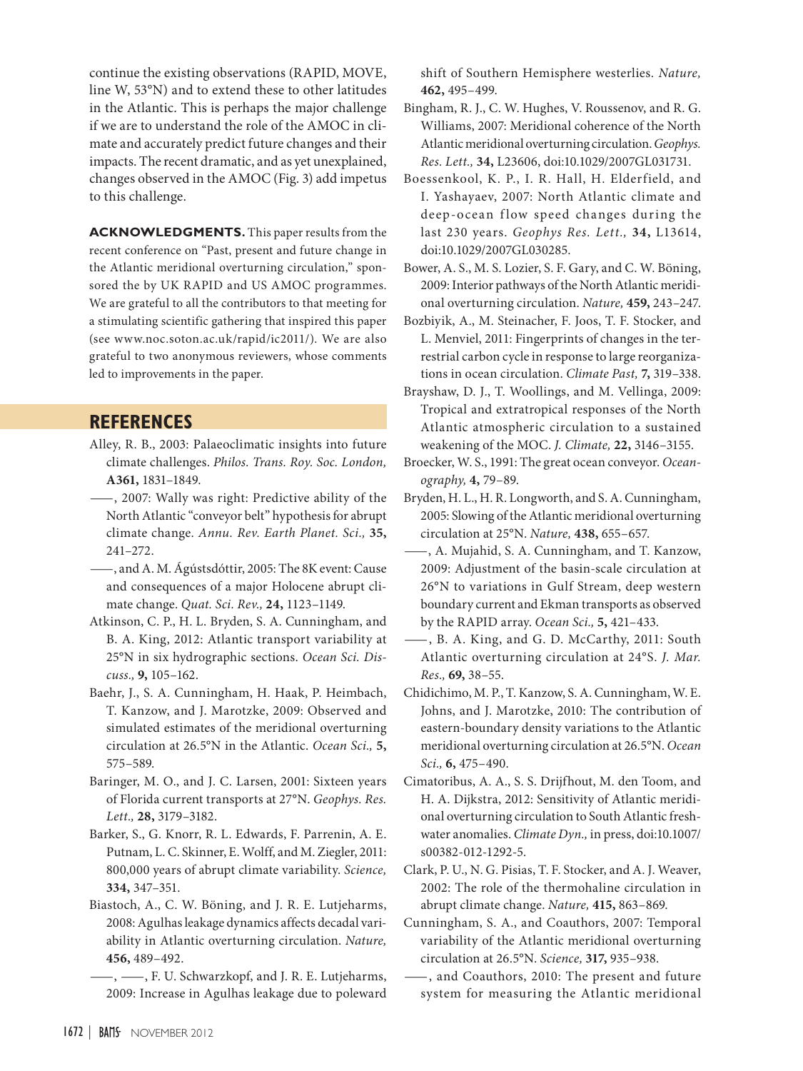continue the existing observations (RAPID, MOVE, line W, 53°N) and to extend these to other latitudes in the Atlantic. This is perhaps the major challenge if we are to understand the role of the AMOC in climate and accurately predict future changes and their impacts. The recent dramatic, and as yet unexplained, changes observed in the AMOC (Fig. 3) add impetus to this challenge.

**ACKNOWLEDGMENTS.** This paper results from the recent conference on "Past, present and future change in the Atlantic meridional overturning circulation," sponsored the by UK RAPID and US AMOC programmes. We are grateful to all the contributors to that meeting for a stimulating scientific gathering that inspired this paper (see www.noc.soton.ac.uk/rapid/ic2011/). We are also grateful to two anonymous reviewers, whose comments led to improvements in the paper.

## REFERENCES

Alley, R. B., 2003: Palaeoclimatic insights into future climate challenges. *Philos. Trans. Roy. Soc. London,* **A361,** 1831–1849.

——, 2007: Wally was right: Predictive ability of the North Atlantic "conveyor belt" hypothesis for abrupt climate change. *Annu. Rev. Earth Planet. Sci.,* **35,** 241–272.

——, and A. M. Ágústsdóttir, 2005: The 8K event: Cause and consequences of a major Holocene abrupt climate change. *Quat. Sci. Rev.,* **24,** 1123–1149.

Atkinson, C. P., H. L. Bryden, S. A. Cunningham, and B. A. King, 2012: Atlantic transport variability at 25°N in six hydrographic sections. *Ocean Sci. Discuss.,* **9,** 105–162.

Baehr, J., S. A. Cunningham, H. Haak, P. Heimbach, T. Kanzow, and J. Marotzke, 2009: Observed and simulated estimates of the meridional overturning circulation at 26.5°N in the Atlantic. *Ocean Sci.,* **5,** 575–589.

Baringer, M. O., and J. C. Larsen, 2001: Sixteen years of Florida current transports at 27°N. *Geophys. Res. Lett.,* **28,** 3179–3182.

Barker, S., G. Knorr, R. L. Edwards, F. Parrenin, A. E. Putnam, L. C. Skinner, E. Wolff, and M. Ziegler, 2011: 800,000 years of abrupt climate variability. *Science,* **334,** 347–351.

Biastoch, A., C. W. Böning, and J. R. E. Lutjeharms, 2008: Agulhas leakage dynamics affects decadal variability in Atlantic overturning circulation. *Nature,* **456,** 489–492.

——, ——, F. U. Schwarzkopf, and J. R. E. Lutjeharms, 2009: Increase in Agulhas leakage due to poleward shift of Southern Hemisphere westerlies. *Nature,* **462,** 495–499.

Bingham, R. J., C. W. Hughes, V. Roussenov, and R. G. Williams, 2007: Meridional coherence of the North Atlantic meridional overturning circulation. *Geophys. Res. Lett.,* **34,** L23606, doi:10.1029/2007GL031731.

Boessenkool, K. P., I. R. Hall, H. Elderfield, and I. Yashayaev, 2007: North Atlantic climate and deep-ocean flow speed changes during the last 230 years. *Geophys Res. Lett.,* **34,** L13614, doi:10.1029/2007GL030285.

Bower, A. S., M. S. Lozier, S. F. Gary, and C. W. Böning, 2009: Interior pathways of the North Atlantic meridional overturning circulation. *Nature,* **459,** 243–247.

Bozbiyik, A., M. Steinacher, F. Joos, T. F. Stocker, and L. Menviel, 2011: Fingerprints of changes in the terrestrial carbon cycle in response to large reorganizations in ocean circulation. *Climate Past,* **7,** 319–338.

Brayshaw, D. J., T. Woollings, and M. Vellinga, 2009: Tropical and extratropical responses of the North Atlantic atmospheric circulation to a sustained weakening of the MOC. *J. Climate,* **22,** 3146–3155.

Broecker, W. S., 1991: The great ocean conveyor. *Oceanography,* **4,** 79–89.

Bryden, H. L., H. R. Longworth, and S. A. Cunningham, 2005: Slowing of the Atlantic meridional overturning circulation at 25°N. *Nature,* **438,** 655–657.

——, A. Mujahid, S. A. Cunningham, and T. Kanzow, 2009: Adjustment of the basin-scale circulation at 26°N to variations in Gulf Stream, deep western boundary current and Ekman transports as observed by the RAPID array. *Ocean Sci.,* **5,** 421–433.

——, B. A. King, and G. D. McCarthy, 2011: South Atlantic overturning circulation at 24°S. *J. Mar. Res.,* **69,** 38–55.

Chidichimo, M. P., T. Kanzow, S. A. Cunningham, W. E. Johns, and J. Marotzke, 2010: The contribution of eastern-boundary density variations to the Atlantic meridional overturning circulation at 26.5°N. *Ocean Sci.,* **6,** 475–490.

Cimatoribus, A. A., S. S. Drijfhout, M. den Toom, and H. A. Dijkstra, 2012: Sensitivity of Atlantic meridional overturning circulation to South Atlantic freshwater anomalies. *Climate Dyn.,* in press, doi:10.1007/s00382-012-1292-5.

Clark, P. U., N. G. Pisias, T. F. Stocker, and A. J. Weaver, 2002: The role of the thermohaline circulation in abrupt climate change. *Nature,* **415,** 863–869.

Cunningham, S. A., and Coauthors, 2007: Temporal variability of the Atlantic meridional overturning circulation at 26.5°N. *Science,* **317,** 935–938.

——, and Coauthors, 2010: The present and future system for measuring the Atlantic meridional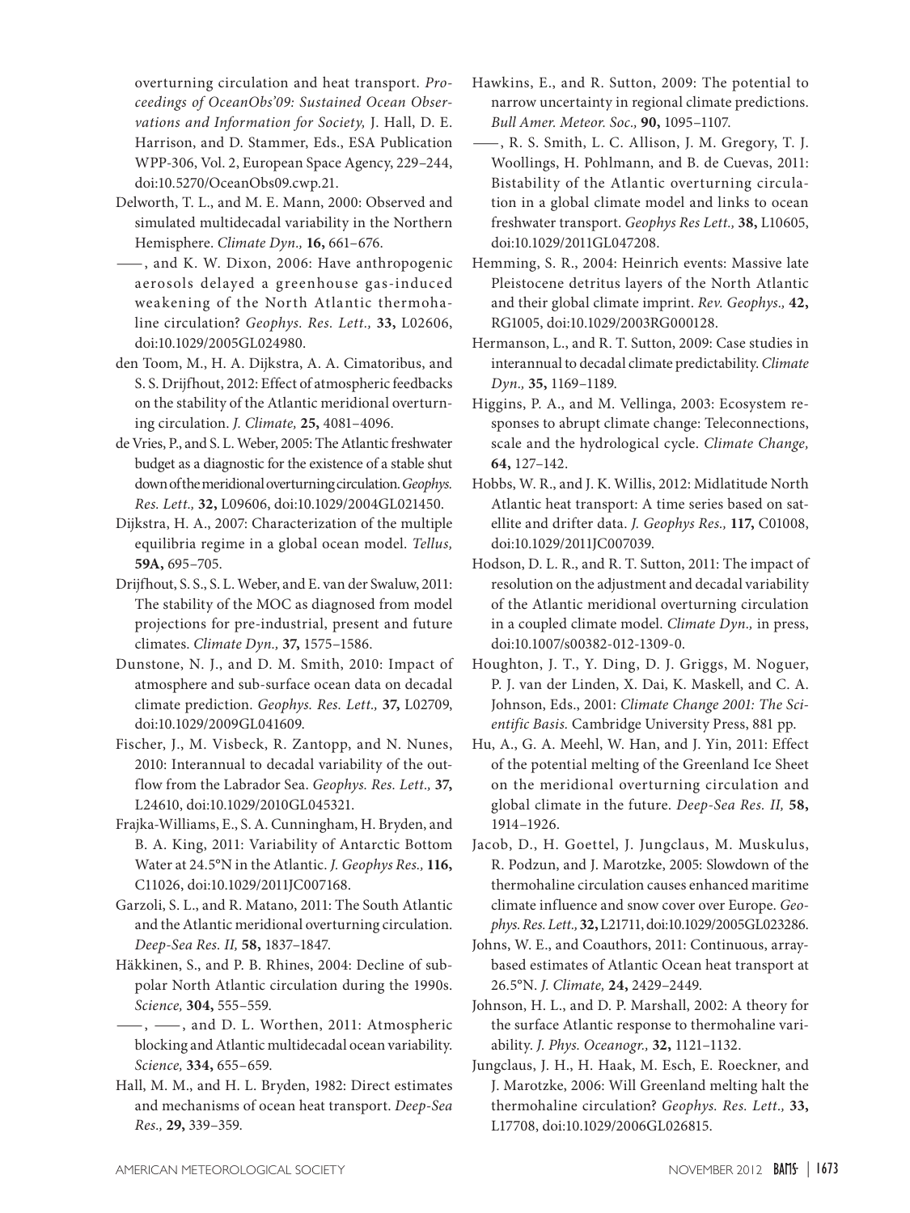overturning circulation and heat transport. *Proceedings of OceanObs'09: Sustained Ocean Observations and Information for Society,* J. Hall, D. E. Harrison, and D. Stammer, Eds., ESA Publication WPP-306, Vol. 2, European Space Agency, 229–244, doi:10.5270/OceanObs09.cwp.21.

Delworth, T. L., and M. E. Mann, 2000: Observed and simulated multidecadal variability in the Northern Hemisphere. *Climate Dyn.,* **16,** 661–676.

——, and K. W. Dixon, 2006: Have anthropogenic aerosols delayed a greenhouse gas-induced weakening of the North Atlantic thermohaline circulation? *Geophys. Res. Lett.,* **33,** L02606, doi:10.1029/2005GL024980.

den Toom, M., H. A. Dijkstra, A. A. Cimatoribus, and S. S. Drijfhout, 2012: Effect of atmospheric feedbacks on the stability of the Atlantic meridional overturning circulation. *J. Climate,* **25,** 4081–4096.

de Vries, P., and S. L. Weber, 2005: The Atlantic freshwater budget as a diagnostic for the existence of a stable shut down of the meridional overturning circulation. *Geophys. Res. Lett.,* **32,** L09606, doi:10.1029/2004GL021450.

Dijkstra, H. A., 2007: Characterization of the multiple equilibria regime in a global ocean model. *Tellus,* **59A,** 695–705.

Drijfhout, S. S., S. L. Weber, and E. van der Swaluw, 2011: The stability of the MOC as diagnosed from model projections for pre-industrial, present and future climates. *Climate Dyn.,* **37,** 1575–1586.

Dunstone, N. J., and D. M. Smith, 2010: Impact of atmosphere and sub-surface ocean data on decadal climate prediction. *Geophys. Res. Lett.,* **37,** L02709, doi:10.1029/2009GL041609.

Fischer, J., M. Visbeck, R. Zantopp, and N. Nunes, 2010: Interannual to decadal variability of the outflow from the Labrador Sea. *Geophys. Res. Lett.,* **37,** L24610, doi:10.1029/2010GL045321.

Frajka-Williams, E., S. A. Cunningham, H. Bryden, and B. A. King, 2011: Variability of Antarctic Bottom Water at 24.5°N in the Atlantic. *J. Geophys Res.,* **116,** C11026, doi:10.1029/2011JC007168.

Garzoli, S. L., and R. Matano, 2011: The South Atlantic and the Atlantic meridional overturning circulation. *Deep-Sea Res. II,* **58,** 1837–1847.

Häkkinen, S., and P. B. Rhines, 2004: Decline of subpolar North Atlantic circulation during the 1990s. *Science,* **304,** 555–559.

——, ——, and D. L. Worthen, 2011: Atmospheric blocking and Atlantic multidecadal ocean variability. *Science,* **334,** 655–659.

Hall, M. M., and H. L. Bryden, 1982: Direct estimates and mechanisms of ocean heat transport. *Deep-Sea Res.,* **29,** 339–359.

Hawkins, E., and R. Sutton, 2009: The potential to narrow uncertainty in regional climate predictions. *Bull Amer. Meteor. Soc.,* **90,** 1095–1107.

——, R. S. Smith, L. C. Allison, J. M. Gregory, T. J. Woollings, H. Pohlmann, and B. de Cuevas, 2011: Bistability of the Atlantic overturning circulation in a global climate model and links to ocean freshwater transport. *Geophys Res Lett.,* **38,** L10605, doi:10.1029/2011GL047208.

Hemming, S. R., 2004: Heinrich events: Massive late Pleistocene detritus layers of the North Atlantic and their global climate imprint. *Rev. Geophys.,* **42,** RG1005, doi:10.1029/2003RG000128.

Hermanson, L., and R. T. Sutton, 2009: Case studies in interannual to decadal climate predictability. *Climate Dyn.,* **35,** 1169–1189.

Higgins, P. A., and M. Vellinga, 2003: Ecosystem responses to abrupt climate change: Teleconnections, scale and the hydrological cycle. *Climate Change,* **64,** 127–142.

Hobbs, W. R., and J. K. Willis, 2012: Midlatitude North Atlantic heat transport: A time series based on satellite and drifter data. *J. Geophys Res.,* **117,** C01008, doi:10.1029/2011JC007039.

Hodson, D. L. R., and R. T. Sutton, 2011: The impact of resolution on the adjustment and decadal variability of the Atlantic meridional overturning circulation in a coupled climate model. *Climate Dyn.,* in press, doi:10.1007/s00382-012-1309-0.

Houghton, J. T., Y. Ding, D. J. Griggs, M. Noguer, P. J. van der Linden, X. Dai, K. Maskell, and C. A. Johnson, Eds., 2001: *Climate Change 2001: The Scientific Basis.* Cambridge University Press, 881 pp.

Hu, A., G. A. Meehl, W. Han, and J. Yin, 2011: Effect of the potential melting of the Greenland Ice Sheet on the meridional overturning circulation and global climate in the future. *Deep-Sea Res. II,* **58,** 1914–1926.

Jacob, D., H. Goettel, J. Jungclaus, M. Muskulus, R. Podzun, and J. Marotzke, 2005: Slowdown of the thermohaline circulation causes enhanced maritime climate influence and snow cover over Europe. *Geophys. Res. Lett.,* **32,** L21711, doi:10.1029/2005GL023286.

Johns, W. E., and Coauthors, 2011: Continuous, array-based estimates of Atlantic Ocean heat transport at 26.5°N. *J. Climate,* **24,** 2429–2449.

Johnson, H. L., and D. P. Marshall, 2002: A theory for the surface Atlantic response to thermohaline variability. *J. Phys. Oceanogr.,* **32,** 1121–1132.

Jungclaus, J. H., H. Haak, M. Esch, E. Roeckner, and J. Marotzke, 2006: Will Greenland melting halt the thermohaline circulation? *Geophys. Res. Lett.,* **33,** L17708, doi:10.1029/2006GL026815.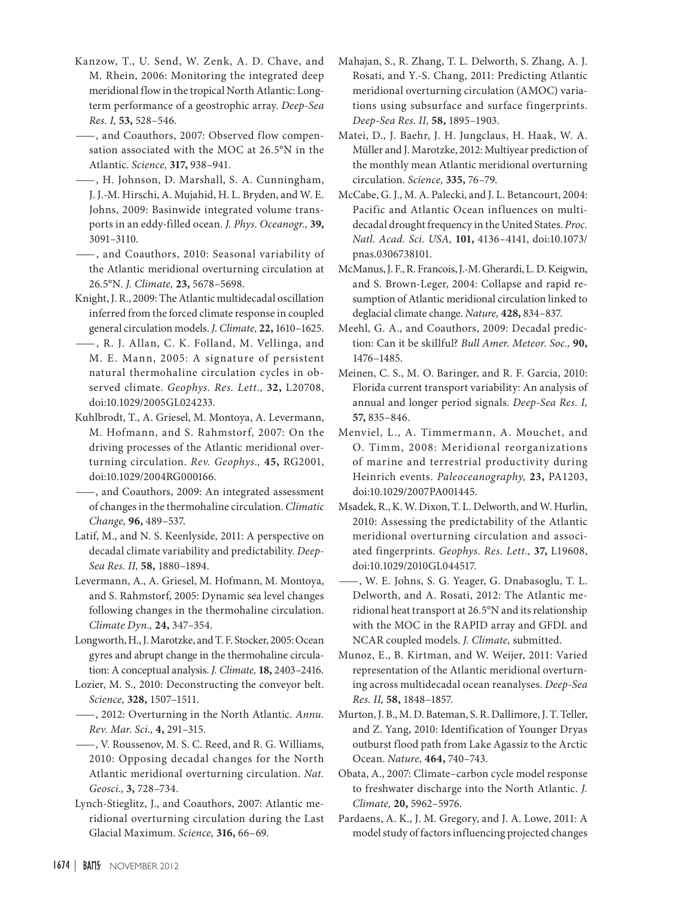Kanzow, T., U. Send, W. Zenk, A. D. Chave, and M. Rhein, 2006: Monitoring the integrated deep meridional flow in the tropical North Atlantic: Long-term performance of a geostrophic array. *Deep-Sea Res. I,* **53,** 528–546.

——, and Coauthors, 2007: Observed flow compensation associated with the MOC at 26.5°N in the Atlantic. *Science,* **317,** 938–941.

——, H. Johnson, D. Marshall, S. A. Cunningham, J. J.-M. Hirschi, A. Mujahid, H. L. Bryden, and W. E. Johns, 2009: Basinwide integrated volume transports in an eddy-filled ocean. *J. Phys. Oceanogr.,* **39,** 3091–3110.

——, and Coauthors, 2010: Seasonal variability of the Atlantic meridional overturning circulation at 26.5°N. *J. Climate,* **23,** 5678–5698.

Knight, J. R., 2009: The Atlantic multidecadal oscillation inferred from the forced climate response in coupled general circulation models. *J. Climate,* **22,** 1610–1625.

——, R. J. Allan, C. K. Folland, M. Vellinga, and M. E. Mann, 2005: A signature of persistent natural thermohaline circulation cycles in observed climate. *Geophys. Res. Lett.,* **32,** L20708, doi:10.1029/2005GL024233.

Kuhlbrodt, T., A. Griesel, M. Montoya, A. Levermann, M. Hofmann, and S. Rahmstorf, 2007: On the driving processes of the Atlantic meridional overturning circulation. *Rev. Geophys.,* **45,** RG2001, doi:10.1029/2004RG000166.

——, and Coauthors, 2009: An integrated assessment of changes in the thermohaline circulation. *Climatic Change,* **96,** 489–537.

Latif, M., and N. S. Keenlyside, 2011: A perspective on decadal climate variability and predictability. *Deep-Sea Res. II,* **58,** 1880–1894.

Levermann, A., A. Griesel, M. Hofmann, M. Montoya, and S. Rahmstorf, 2005: Dynamic sea level changes following changes in the thermohaline circulation. *Climate Dyn.,* **24,** 347–354.

Longworth, H., J. Marotzke, and T. F. Stocker, 2005: Ocean gyres and abrupt change in the thermohaline circulation: A conceptual analysis. *J. Climate,* **18,** 2403–2416.

Lozier, M. S., 2010: Deconstructing the conveyor belt. *Science,* **328,** 1507–1511.

——, 2012: Overturning in the North Atlantic. *Annu. Rev. Mar. Sci.,* **4,** 291–315.

——, V. Roussenov, M. S. C. Reed, and R. G. Williams, 2010: Opposing decadal changes for the North Atlantic meridional overturning circulation. *Nat. Geosci.,* **3,** 728–734.

Lynch-Stieglitz, J., and Coauthors, 2007: Atlantic meridional overturning circulation during the Last Glacial Maximum. *Science,* **316,** 66–69.

Mahajan, S., R. Zhang, T. L. Delworth, S. Zhang, A. J. Rosati, and Y.-S. Chang, 2011: Predicting Atlantic meridional overturning circulation (AMOC) variations using subsurface and surface fingerprints. *Deep-Sea Res. II,* **58,** 1895–1903.

Matei, D., J. Baehr, J. H. Jungclaus, H. Haak, W. A. Müller and J. Marotzke, 2012: Multiyear prediction of the monthly mean Atlantic meridional overturning circulation. *Science,* **335,** 76–79.

McCabe, G. J., M. A. Palecki, and J. L. Betancourt, 2004: Pacific and Atlantic Ocean influences on multidecadal drought frequency in the United States. *Proc. Natl. Acad. Sci. USA,* **101,** 4136–4141, doi:10.1073/pnas.0306738101.

McManus, J. F., R. Francois, J.-M. Gherardi, L. D. Keigwin, and S. Brown-Leger, 2004: Collapse and rapid resumption of Atlantic meridional circulation linked to deglacial climate change. *Nature,* **428,** 834–837.

Meehl, G. A., and Coauthors, 2009: Decadal prediction: Can it be skillful? *Bull Amer. Meteor. Soc.,* **90,** 1476–1485.

Meinen, C. S., M. O. Baringer, and R. F. Garcia, 2010: Florida current transport variability: An analysis of annual and longer period signals. *Deep-Sea Res. I,* **57,** 835–846.

Menviel, L., A. Timmermann, A. Mouchet, and O. Timm, 2008: Meridional reorganizations of marine and terrestrial productivity during Heinrich events. *Paleoceanography,* **23,** PA1203, doi:10.1029/2007PA001445.

Msadek, R., K. W. Dixon, T. L. Delworth, and W. Hurlin, 2010: Assessing the predictability of the Atlantic meridional overturning circulation and associated fingerprints. *Geophys. Res. Lett.,* **37,** L19608, doi:10.1029/2010GL044517.

——, W. E. Johns, S. G. Yeager, G. Dnabasoglu, T. L. Delworth, and A. Rosati, 2012: The Atlantic meridional heat transport at 26.5°N and its relationship with the MOC in the RAPID array and GFDL and NCAR coupled models. *J. Climate,* submitted.

Munoz, E., B. Kirtman, and W. Weijer, 2011: Varied representation of the Atlantic meridional overturning across multidecadal ocean reanalyses. *Deep-Sea Res. II,* **58,** 1848–1857.

Murton, J. B., M. D. Bateman, S. R. Dallimore, J. T. Teller, and Z. Yang, 2010: Identification of Younger Dryas outburst flood path from Lake Agassiz to the Arctic Ocean. *Nature,* **464,** 740–743.

Obata, A., 2007: Climate–carbon cycle model response to freshwater discharge into the North Atlantic. *J. Climate,* **20,** 5962–5976.

Pardaens, A. K., J. M. Gregory, and J. A. Lowe, 2011: A model study of factors influencing projected changes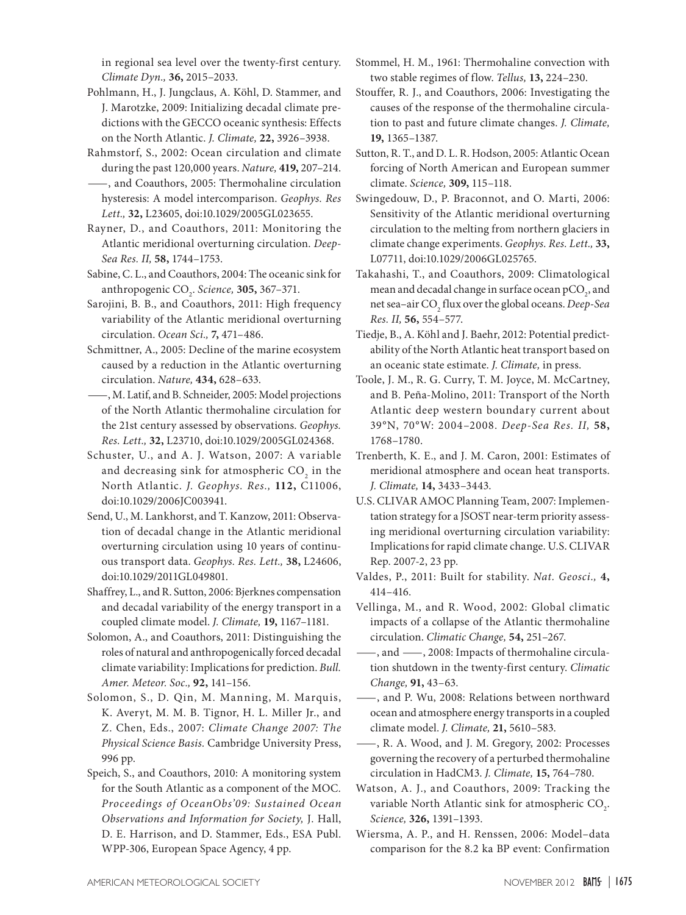in regional sea level over the twenty-first century. *Climate Dyn.,* **36,** 2015–2033.

Pohlmann, H., J. Jungclaus, A. Köhl, D. Stammer, and J. Marotzke, 2009: Initializing decadal climate predictions with the GECCO oceanic synthesis: Effects on the North Atlantic. *J. Climate,* **22,** 3926–3938.

Rahmstorf, S., 2002: Ocean circulation and climate during the past 120,000 years. *Nature,* **419,** 207–214.

——, and Coauthors, 2005: Thermohaline circulation hysteresis: A model intercomparison. *Geophys. Res Lett.,* **32,** L23605, doi:10.1029/2005GL023655.

Rayner, D., and Coauthors, 2011: Monitoring the Atlantic meridional overturning circulation. *Deep-Sea Res. II,* **58,** 1744–1753.

Sabine, C. L., and Coauthors, 2004: The oceanic sink for anthropogenic $CO_2$. *Science,* **305,** 367–371.

Sarojini, B. B., and Coauthors, 2011: High frequency variability of the Atlantic meridional overturning circulation. *Ocean Sci.,* **7,** 471–486.

Schmittner, A., 2005: Decline of the marine ecosystem caused by a reduction in the Atlantic overturning circulation. *Nature,* **434,** 628–633.

——, M. Latif, and B. Schneider, 2005: Model projections of the North Atlantic thermohaline circulation for the 21st century assessed by observations. *Geophys. Res. Lett.,* **32,** L23710, doi:10.1029/2005GL024368.

Schuster, U., and A. J. Watson, 2007: A variable and decreasing sink for atmospheric $CO_2$ in the North Atlantic. *J. Geophys. Res.,* **112,** C11006, doi:10.1029/2006JC003941.

Send, U., M. Lankhorst, and T. Kanzow, 2011: Observation of decadal change in the Atlantic meridional overturning circulation using 10 years of continuous transport data. *Geophys. Res. Lett.,* **38,** L24606, doi:10.1029/2011GL049801.

Shaffrey, L., and R. Sutton, 2006: Bjerknes compensation and decadal variability of the energy transport in a coupled climate model. *J. Climate,* **19,** 1167–1181.

Solomon, A., and Coauthors, 2011: Distinguishing the roles of natural and anthropogenically forced decadal climate variability: Implications for prediction. *Bull. Amer. Meteor. Soc.,* **92,** 141–156.

Solomon, S., D. Qin, M. Manning, M. Marquis, K. Averyt, M. M. B. Tignor, H. L. Miller Jr., and Z. Chen, Eds., 2007: *Climate Change 2007: The Physical Science Basis.* Cambridge University Press, 996 pp.

Speich, S., and Coauthors, 2010: A monitoring system for the South Atlantic as a component of the MOC. *Proceedings of OceanObs'09: Sustained Ocean Observations and Information for Society,* J. Hall, D. E. Harrison, and D. Stammer, Eds., ESA Publ. WPP-306, European Space Agency, 4 pp.

Stommel, H. M., 1961: Thermohaline convection with two stable regimes of flow. *Tellus,* **13,** 224–230.

Stouffer, R. J., and Coauthors, 2006: Investigating the causes of the response of the thermohaline circulation to past and future climate changes. *J. Climate,* **19,** 1365–1387.

Sutton, R. T., and D. L. R. Hodson, 2005: Atlantic Ocean forcing of North American and European summer climate. *Science,* **309,** 115–118.

Swingedouw, D., P. Braconnot, and O. Marti, 2006: Sensitivity of the Atlantic meridional overturning circulation to the melting from northern glaciers in climate change experiments. *Geophys. Res. Lett.,* **33,** L07711, doi:10.1029/2006GL025765.

Takahashi, T., and Coauthors, 2009: Climatological mean and decadal change in surface ocean $pCO_2$, and net sea–air $CO_2$ flux over the global oceans. *Deep-Sea Res. II,* **56,** 554–577.

Tiedje, B., A. Köhl and J. Baehr, 2012: Potential predictability of the North Atlantic heat transport based on an oceanic state estimate. *J. Climate,* in press.

Toole, J. M., R. G. Curry, T. M. Joyce, M. McCartney, and B. Peña-Molino, 2011: Transport of the North Atlantic deep western boundary current about 39°N, 70°W: 2004–2008. *Deep-Sea Res. II,* **58,** 1768–1780.

Trenberth, K. E., and J. M. Caron, 2001: Estimates of meridional atmosphere and ocean heat transports. *J. Climate,* **14,** 3433–3443.

U.S. CLIVAR AMOC Planning Team, 2007: Implementation strategy for a JSOST near-term priority assessing meridional overturning circulation variability: Implications for rapid climate change. U.S. CLIVAR Rep. 2007-2, 23 pp.

Valdes, P., 2011: Built for stability. *Nat. Geosci.,* **4,** 414–416.

Vellinga, M., and R. Wood, 2002: Global climatic impacts of a collapse of the Atlantic thermohaline circulation. *Climatic Change,* **54,** 251–267.

——, and ——, 2008: Impacts of thermohaline circulation shutdown in the twenty-first century. *Climatic Change,* **91,** 43–63.

——, and P. Wu, 2008: Relations between northward ocean and atmosphere energy transports in a coupled climate model. *J. Climate,* **21,** 5610–583.

——, R. A. Wood, and J. M. Gregory, 2002: Processes governing the recovery of a perturbed thermohaline circulation in HadCM3. *J. Climate,* **15,** 764–780.

Watson, A. J., and Coauthors, 2009: Tracking the variable North Atlantic sink for atmospheric $CO_2$. *Science,* **326,** 1391–1393.

Wiersma, A. P., and H. Renssen, 2006: Model–data comparison for the 8.2 ka BP event: Confirmation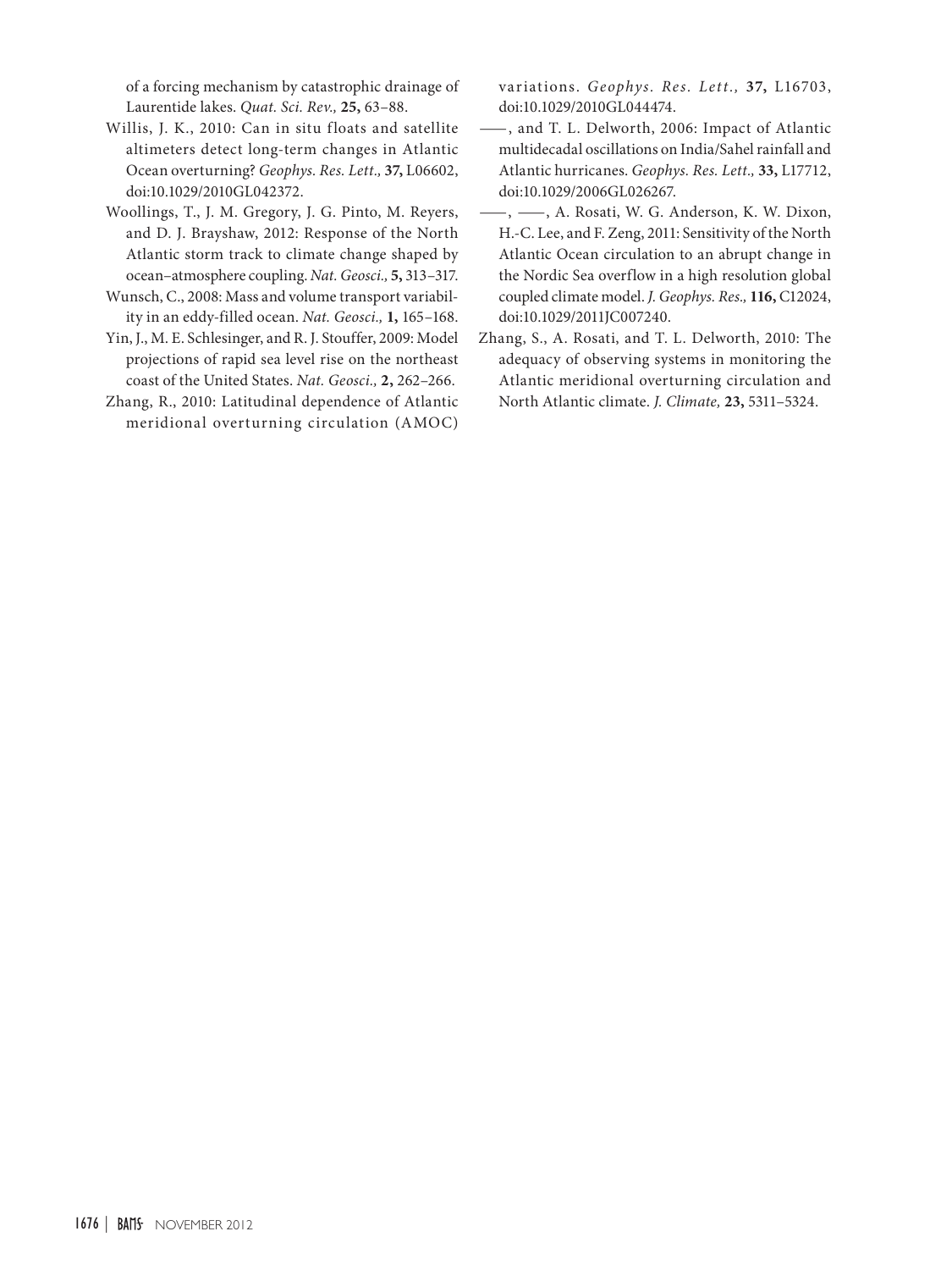of a forcing mechanism by catastrophic drainage of Laurentide lakes. *Quat. Sci. Rev.,* **25,** 63–88.

Willis, J. K., 2010: Can in situ floats and satellite altimeters detect long-term changes in Atlantic Ocean overturning? *Geophys. Res. Lett.,* **37,** L06602, doi:10.1029/2010GL042372.

Woollings, T., J. M. Gregory, J. G. Pinto, M. Reyers, and D. J. Brayshaw, 2012: Response of the North Atlantic storm track to climate change shaped by ocean–atmosphere coupling. *Nat. Geosci.,* **5,** 313–317.

Wunsch, C., 2008: Mass and volume transport variability in an eddy-filled ocean. *Nat. Geosci.,* **1,** 165–168.

Yin, J., M. E. Schlesinger, and R. J. Stouffer, 2009: Model projections of rapid sea level rise on the northeast coast of the United States. *Nat. Geosci.,* **2,** 262–266.

Zhang, R., 2010: Latitudinal dependence of Atlantic meridional overturning circulation (AMOC) variations. *Geophys. Res. Lett.,* **37,** L16703, doi:10.1029/2010GL044474.

——, and T. L. Delworth, 2006: Impact of Atlantic multidecadal oscillations on India/Sahel rainfall and Atlantic hurricanes. *Geophys. Res. Lett.,* **33,** L17712, doi:10.1029/2006GL026267.

——, ——, A. Rosati, W. G. Anderson, K. W. Dixon, H.-C. Lee, and F. Zeng, 2011: Sensitivity of the North Atlantic Ocean circulation to an abrupt change in the Nordic Sea overflow in a high resolution global coupled climate model. *J. Geophys. Res.,* **116,** C12024, doi:10.1029/2011JC007240.

Zhang, S., A. Rosati, and T. L. Delworth, 2010: The adequacy of observing systems in monitoring the Atlantic meridional overturning circulation and North Atlantic climate. *J. Climate,* **23,** 5311–5324.